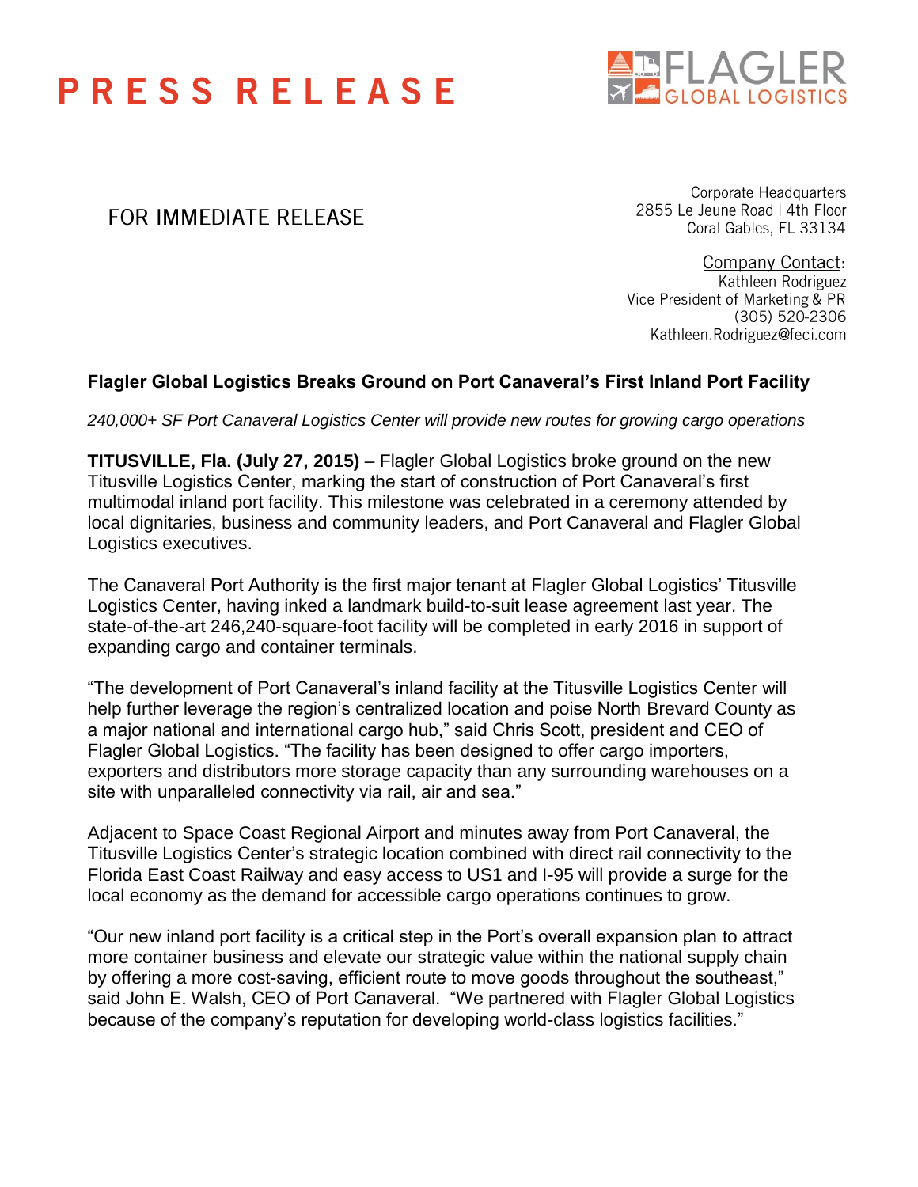# PRESS RELEASE

FLAGLER GLOBAL LOGISTICS

FOR IMMEDIATE RELEASE

Corporate Headquarters
2855 Le Jeune Road | 4th Floor
Coral Gables, FL 33134

Company Contact:
Kathleen Rodriguez
Vice President of Marketing & PR
(305) 520-2306
Kathleen.Rodriguez@feci.com

## Flagler Global Logistics Breaks Ground on Port Canaveral's First Inland Port Facility

*240,000+ SF Port Canaveral Logistics Center will provide new routes for growing cargo operations*

**TITUSVILLE, Fla. (July 27, 2015)** – Flagler Global Logistics broke ground on the new Titusville Logistics Center, marking the start of construction of Port Canaveral's first multimodal inland port facility. This milestone was celebrated in a ceremony attended by local dignitaries, business and community leaders, and Port Canaveral and Flagler Global Logistics executives.

The Canaveral Port Authority is the first major tenant at Flagler Global Logistics' Titusville Logistics Center, having inked a landmark build-to-suit lease agreement last year. The state-of-the-art 246,240-square-foot facility will be completed in early 2016 in support of expanding cargo and container terminals.

"The development of Port Canaveral's inland facility at the Titusville Logistics Center will help further leverage the region's centralized location and poise North Brevard County as a major national and international cargo hub," said Chris Scott, president and CEO of Flagler Global Logistics. "The facility has been designed to offer cargo importers, exporters and distributors more storage capacity than any surrounding warehouses on a site with unparalleled connectivity via rail, air and sea."

Adjacent to Space Coast Regional Airport and minutes away from Port Canaveral, the Titusville Logistics Center's strategic location combined with direct rail connectivity to the Florida East Coast Railway and easy access to US1 and I-95 will provide a surge for the local economy as the demand for accessible cargo operations continues to grow.

"Our new inland port facility is a critical step in the Port's overall expansion plan to attract more container business and elevate our strategic value within the national supply chain by offering a more cost-saving, efficient route to move goods throughout the southeast," said John E. Walsh, CEO of Port Canaveral. "We partnered with Flagler Global Logistics because of the company's reputation for developing world-class logistics facilities."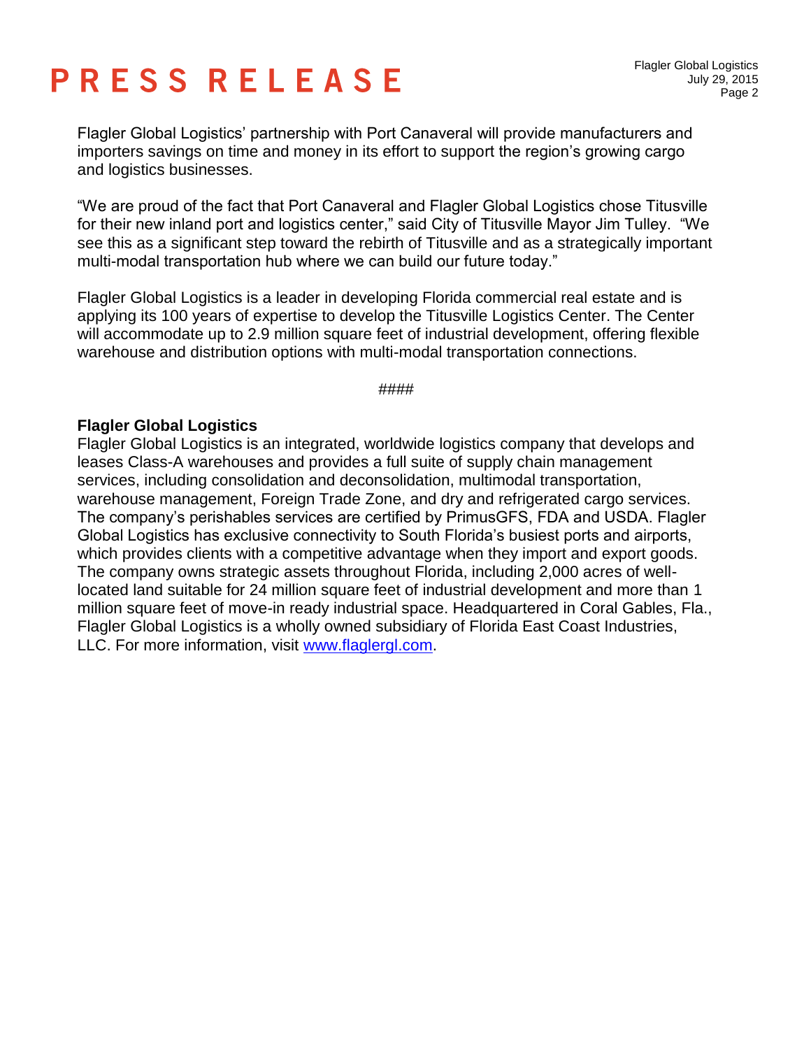Flagler Global Logistics' partnership with Port Canaveral will provide manufacturers and importers savings on time and money in its effort to support the region's growing cargo and logistics businesses.

"We are proud of the fact that Port Canaveral and Flagler Global Logistics chose Titusville for their new inland port and logistics center," said City of Titusville Mayor Jim Tulley. "We see this as a significant step toward the rebirth of Titusville and as a strategically important multi-modal transportation hub where we can build our future today."

Flagler Global Logistics is a leader in developing Florida commercial real estate and is applying its 100 years of expertise to develop the Titusville Logistics Center. The Center will accommodate up to 2.9 million square feet of industrial development, offering flexible warehouse and distribution options with multi-modal transportation connections.

####

**Flagler Global Logistics**

Flagler Global Logistics is an integrated, worldwide logistics company that develops and leases Class-A warehouses and provides a full suite of supply chain management services, including consolidation and deconsolidation, multimodal transportation, warehouse management, Foreign Trade Zone, and dry and refrigerated cargo services. The company's perishables services are certified by PrimusGFS, FDA and USDA. Flagler Global Logistics has exclusive connectivity to South Florida's busiest ports and airports, which provides clients with a competitive advantage when they import and export goods. The company owns strategic assets throughout Florida, including 2,000 acres of well-located land suitable for 24 million square feet of industrial development and more than 1 million square feet of move-in ready industrial space. Headquartered in Coral Gables, Fla., Flagler Global Logistics is a wholly owned subsidiary of Florida East Coast Industries, LLC. For more information, visit [www.flaglergl.com](http://www.flaglergl.com).